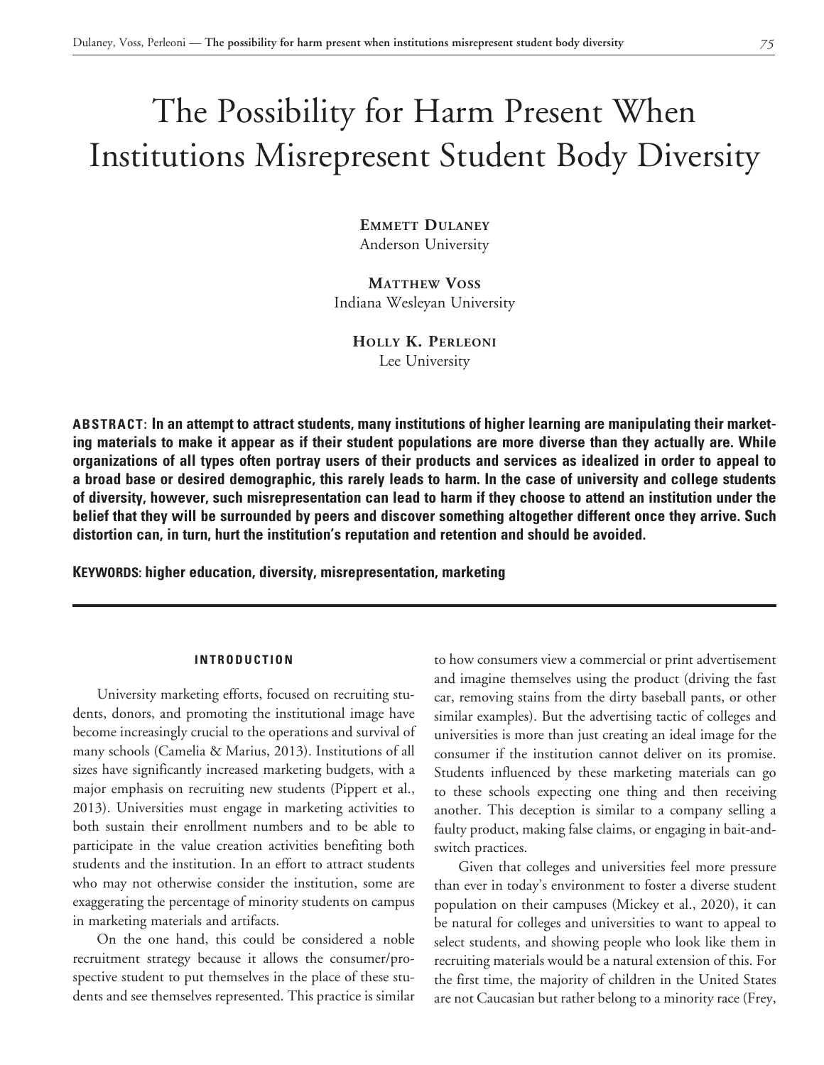# The Possibility for Harm Present When Institutions Misrepresent Student Body Diversity

**Emmett Dulaney**
Anderson University

**Matthew Voss**
Indiana Wesleyan University

**Holly K. Perleoni**
Lee University

**ABSTRACT: In an attempt to attract students, many institutions of higher learning are manipulating their marketing materials to make it appear as if their student populations are more diverse than they actually are. While organizations of all types often portray users of their products and services as idealized in order to appeal to a broad base or desired demographic, this rarely leads to harm. In the case of university and college students of diversity, however, such misrepresentation can lead to harm if they choose to attend an institution under the belief that they will be surrounded by peers and discover something altogether different once they arrive. Such distortion can, in turn, hurt the institution's reputation and retention and should be avoided.**

**KEYWORDS: higher education, diversity, misrepresentation, marketing**

## INTRODUCTION

University marketing efforts, focused on recruiting students, donors, and promoting the institutional image have become increasingly crucial to the operations and survival of many schools (Camelia & Marius, 2013). Institutions of all sizes have significantly increased marketing budgets, with a major emphasis on recruiting new students (Pippert et al., 2013). Universities must engage in marketing activities to both sustain their enrollment numbers and to be able to participate in the value creation activities benefiting both students and the institution. In an effort to attract students who may not otherwise consider the institution, some are exaggerating the percentage of minority students on campus in marketing materials and artifacts.

On the one hand, this could be considered a noble recruitment strategy because it allows the consumer/prospective student to put themselves in the place of these students and see themselves represented. This practice is similar to how consumers view a commercial or print advertisement and imagine themselves using the product (driving the fast car, removing stains from the dirty baseball pants, or other similar examples). But the advertising tactic of colleges and universities is more than just creating an ideal image for the consumer if the institution cannot deliver on its promise. Students influenced by these marketing materials can go to these schools expecting one thing and then receiving another. This deception is similar to a company selling a faulty product, making false claims, or engaging in bait-and-switch practices.

Given that colleges and universities feel more pressure than ever in today's environment to foster a diverse student population on their campuses (Mickey et al., 2020), it can be natural for colleges and universities to want to appeal to select students, and showing people who look like them in recruiting materials would be a natural extension of this. For the first time, the majority of children in the United States are not Caucasian but rather belong to a minority race (Frey,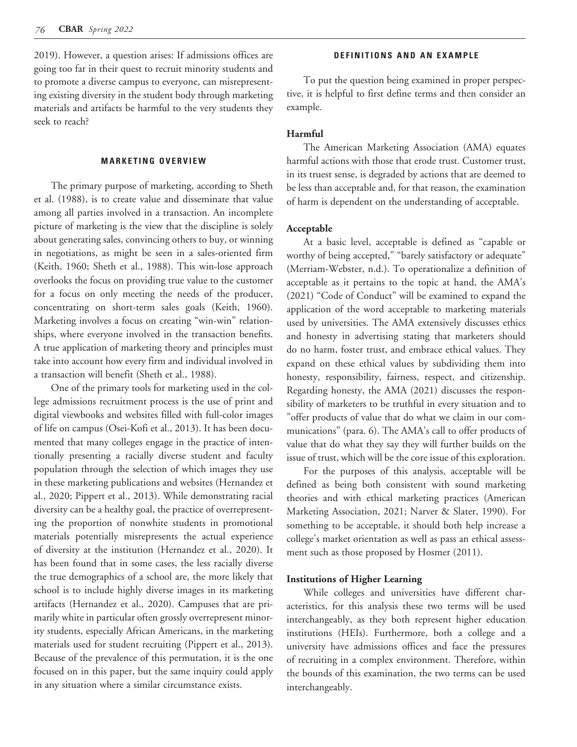2019). However, a question arises: If admissions offices are going too far in their quest to recruit minority students and to promote a diverse campus to everyone, can misrepresenting existing diversity in the student body through marketing materials and artifacts be harmful to the very students they seek to reach?

## MARKETING OVERVIEW

The primary purpose of marketing, according to Sheth et al. (1988), is to create value and disseminate that value among all parties involved in a transaction. An incomplete picture of marketing is the view that the discipline is solely about generating sales, convincing others to buy, or winning in negotiations, as might be seen in a sales-oriented firm (Keith, 1960; Sheth et al., 1988). This win-lose approach overlooks the focus on providing true value to the customer for a focus on only meeting the needs of the producer, concentrating on short-term sales goals (Keith, 1960). Marketing involves a focus on creating "win-win" relationships, where everyone involved in the transaction benefits. A true application of marketing theory and principles must take into account how every firm and individual involved in a transaction will benefit (Sheth et al., 1988).

One of the primary tools for marketing used in the college admissions recruitment process is the use of print and digital viewbooks and websites filled with full-color images of life on campus (Osei-Kofi et al., 2013). It has been documented that many colleges engage in the practice of intentionally presenting a racially diverse student and faculty population through the selection of which images they use in these marketing publications and websites (Hernandez et al., 2020; Pippert et al., 2013). While demonstrating racial diversity can be a healthy goal, the practice of overrepresenting the proportion of nonwhite students in promotional materials potentially misrepresents the actual experience of diversity at the institution (Hernandez et al., 2020). It has been found that in some cases, the less racially diverse the true demographics of a school are, the more likely that school is to include highly diverse images in its marketing artifacts (Hernandez et al., 2020). Campuses that are primarily white in particular often grossly overrepresent minority students, especially African Americans, in the marketing materials used for student recruiting (Pippert et al., 2013). Because of the prevalence of this permutation, it is the one focused on in this paper, but the same inquiry could apply in any situation where a similar circumstance exists.

## DEFINITIONS AND AN EXAMPLE

To put the question being examined in proper perspective, it is helpful to first define terms and then consider an example.

### Harmful

The American Marketing Association (AMA) equates harmful actions with those that erode trust. Customer trust, in its truest sense, is degraded by actions that are deemed to be less than acceptable and, for that reason, the examination of harm is dependent on the understanding of acceptable.

### Acceptable

At a basic level, acceptable is defined as "capable or worthy of being accepted," "barely satisfactory or adequate" (Merriam-Webster, n.d.). To operationalize a definition of acceptable as it pertains to the topic at hand, the AMA's (2021) "Code of Conduct" will be examined to expand the application of the word acceptable to marketing materials used by universities. The AMA extensively discusses ethics and honesty in advertising stating that marketers should do no harm, foster trust, and embrace ethical values. They expand on these ethical values by subdividing them into honesty, responsibility, fairness, respect, and citizenship. Regarding honesty, the AMA (2021) discusses the responsibility of marketers to be truthful in every situation and to "offer products of value that do what we claim in our communications" (para. 6). The AMA's call to offer products of value that do what they say they will further builds on the issue of trust, which will be the core issue of this exploration.

For the purposes of this analysis, acceptable will be defined as being both consistent with sound marketing theories and with ethical marketing practices (American Marketing Association, 2021; Narver & Slater, 1990). For something to be acceptable, it should both help increase a college's market orientation as well as pass an ethical assessment such as those proposed by Hosmer (2011).

### Institutions of Higher Learning

While colleges and universities have different characteristics, for this analysis these two terms will be used interchangeably, as they both represent higher education institutions (HEIs). Furthermore, both a college and a university have admissions offices and face the pressures of recruiting in a complex environment. Therefore, within the bounds of this examination, the two terms can be used interchangeably.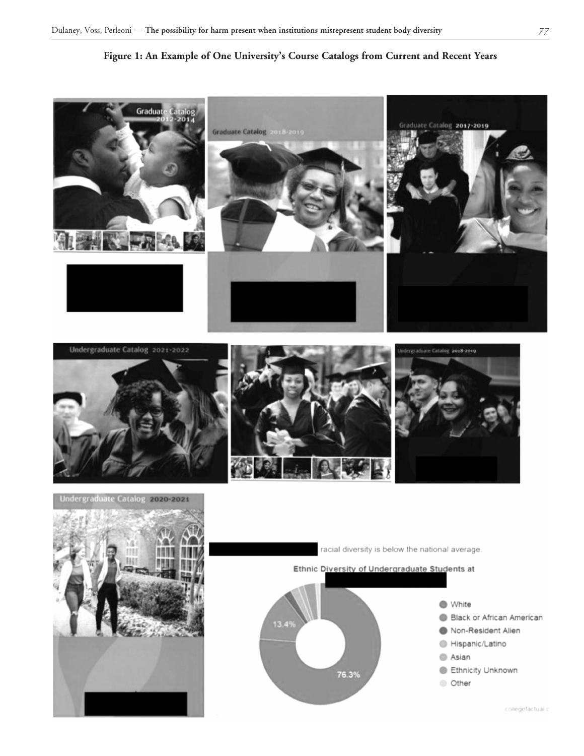**Figure 1: An Example of One University's Course Catalogs from Current and Recent Years**

Graduate Catalog 2012-2014

Graduate Catalog 2018-2019

Graduate Catalog 2017-2019

Undergraduate Catalog 2021-2022

Undergraduate Catalog 2018-2019

Undergraduate Catalog 2020-2021

racial diversity is below the national average.

Ethnic Diversity of Undergraduate Students at

- White
- Black or African American
- Non-Resident Alien
- Hispanic/Latino
- Asian
- Ethnicity Unknown
- Other

13.4%

76.3%

collegefactual.c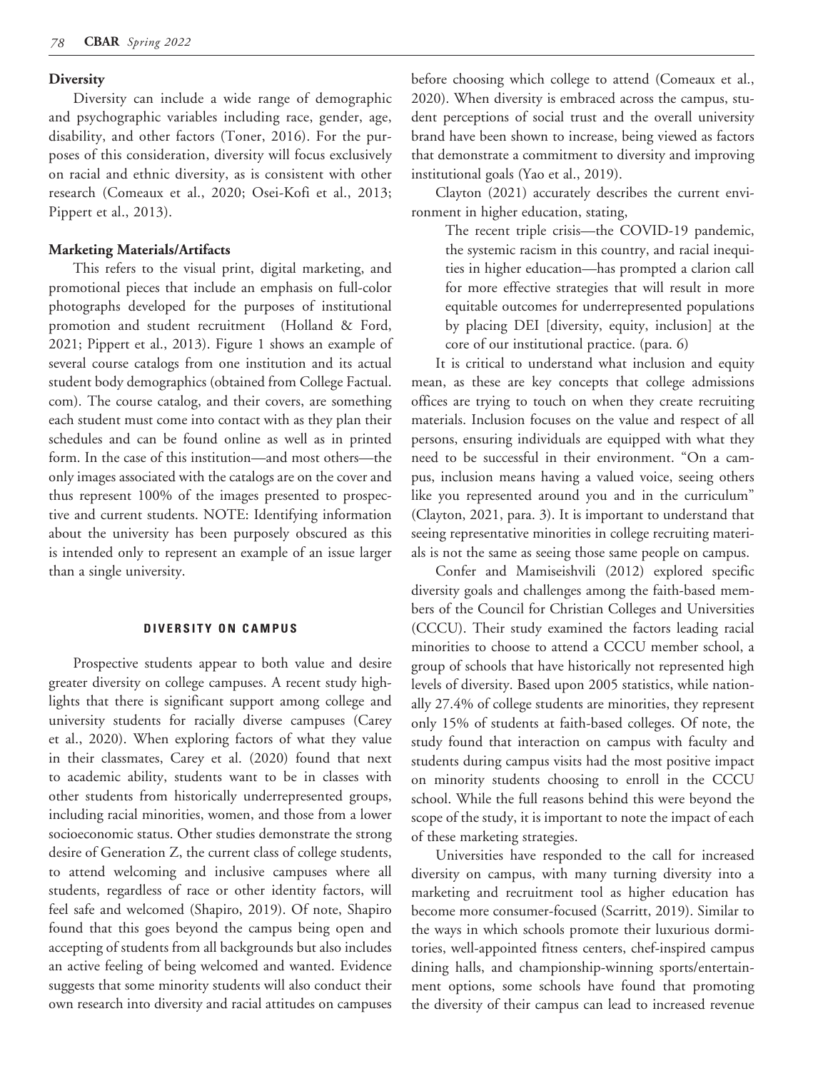### Diversity

Diversity can include a wide range of demographic and psychographic variables including race, gender, age, disability, and other factors (Toner, 2016). For the purposes of this consideration, diversity will focus exclusively on racial and ethnic diversity, as is consistent with other research (Comeaux et al., 2020; Osei-Kofi et al., 2013; Pippert et al., 2013).

### Marketing Materials/Artifacts

This refers to the visual print, digital marketing, and promotional pieces that include an emphasis on full-color photographs developed for the purposes of institutional promotion and student recruitment (Holland & Ford, 2021; Pippert et al., 2013). Figure 1 shows an example of several course catalogs from one institution and its actual student body demographics (obtained from College Factual.com). The course catalog, and their covers, are something each student must come into contact with as they plan their schedules and can be found online as well as in printed form. In the case of this institution—and most others—the only images associated with the catalogs are on the cover and thus represent 100% of the images presented to prospective and current students. NOTE: Identifying information about the university has been purposely obscured as this is intended only to represent an example of an issue larger than a single university.

## DIVERSITY ON CAMPUS

Prospective students appear to both value and desire greater diversity on college campuses. A recent study highlights that there is significant support among college and university students for racially diverse campuses (Carey et al., 2020). When exploring factors of what they value in their classmates, Carey et al. (2020) found that next to academic ability, students want to be in classes with other students from historically underrepresented groups, including racial minorities, women, and those from a lower socioeconomic status. Other studies demonstrate the strong desire of Generation Z, the current class of college students, to attend welcoming and inclusive campuses where all students, regardless of race or other identity factors, will feel safe and welcomed (Shapiro, 2019). Of note, Shapiro found that this goes beyond the campus being open and accepting of students from all backgrounds but also includes an active feeling of being welcomed and wanted. Evidence suggests that some minority students will also conduct their own research into diversity and racial attitudes on campuses before choosing which college to attend (Comeaux et al., 2020). When diversity is embraced across the campus, student perceptions of social trust and the overall university brand have been shown to increase, being viewed as factors that demonstrate a commitment to diversity and improving institutional goals (Yao et al., 2019).

Clayton (2021) accurately describes the current environment in higher education, stating,

> The recent triple crisis—the COVID-19 pandemic, the systemic racism in this country, and racial inequities in higher education—has prompted a clarion call for more effective strategies that will result in more equitable outcomes for underrepresented populations by placing DEI [diversity, equity, inclusion] at the core of our institutional practice. (para. 6)

It is critical to understand what inclusion and equity mean, as these are key concepts that college admissions offices are trying to touch on when they create recruiting materials. Inclusion focuses on the value and respect of all persons, ensuring individuals are equipped with what they need to be successful in their environment. "On a campus, inclusion means having a valued voice, seeing others like you represented around you and in the curriculum" (Clayton, 2021, para. 3). It is important to understand that seeing representative minorities in college recruiting materials is not the same as seeing those same people on campus.

Confer and Mamiseishvili (2012) explored specific diversity goals and challenges among the faith-based members of the Council for Christian Colleges and Universities (CCCU). Their study examined the factors leading racial minorities to choose to attend a CCCU member school, a group of schools that have historically not represented high levels of diversity. Based upon 2005 statistics, while nationally 27.4% of college students are minorities, they represent only 15% of students at faith-based colleges. Of note, the study found that interaction on campus with faculty and students during campus visits had the most positive impact on minority students choosing to enroll in the CCCU school. While the full reasons behind this were beyond the scope of the study, it is important to note the impact of each of these marketing strategies.

Universities have responded to the call for increased diversity on campus, with many turning diversity into a marketing and recruitment tool as higher education has become more consumer-focused (Scarritt, 2019). Similar to the ways in which schools promote their luxurious dormitories, well-appointed fitness centers, chef-inspired campus dining halls, and championship-winning sports/entertainment options, some schools have found that promoting the diversity of their campus can lead to increased revenue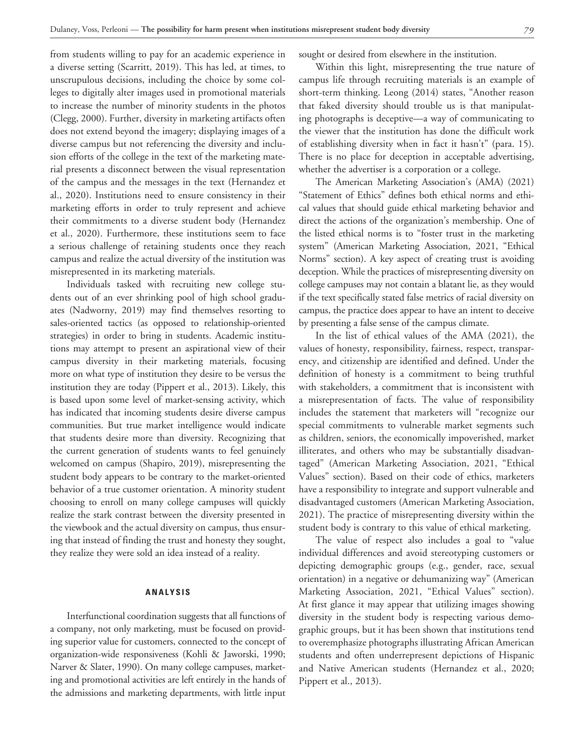from students willing to pay for an academic experience in a diverse setting (Scarritt, 2019). This has led, at times, to unscrupulous decisions, including the choice by some colleges to digitally alter images used in promotional materials to increase the number of minority students in the photos (Clegg, 2000). Further, diversity in marketing artifacts often does not extend beyond the imagery; displaying images of a diverse campus but not referencing the diversity and inclusion efforts of the college in the text of the marketing material presents a disconnect between the visual representation of the campus and the messages in the text (Hernandez et al., 2020). Institutions need to ensure consistency in their marketing efforts in order to truly represent and achieve their commitments to a diverse student body (Hernandez et al., 2020). Furthermore, these institutions seem to face a serious challenge of retaining students once they reach campus and realize the actual diversity of the institution was misrepresented in its marketing materials.

Individuals tasked with recruiting new college students out of an ever shrinking pool of high school graduates (Nadworny, 2019) may find themselves resorting to sales-oriented tactics (as opposed to relationship-oriented strategies) in order to bring in students. Academic institutions may attempt to present an aspirational view of their campus diversity in their marketing materials, focusing more on what type of institution they desire to be versus the institution they are today (Pippert et al., 2013). Likely, this is based upon some level of market-sensing activity, which has indicated that incoming students desire diverse campus communities. But true market intelligence would indicate that students desire more than diversity. Recognizing that the current generation of students wants to feel genuinely welcomed on campus (Shapiro, 2019), misrepresenting the student body appears to be contrary to the market-oriented behavior of a true customer orientation. A minority student choosing to enroll on many college campuses will quickly realize the stark contrast between the diversity presented in the viewbook and the actual diversity on campus, thus ensuring that instead of finding the trust and honesty they sought, they realize they were sold an idea instead of a reality.

## ANALYSIS

Interfunctional coordination suggests that all functions of a company, not only marketing, must be focused on providing superior value for customers, connected to the concept of organization-wide responsiveness (Kohli & Jaworski, 1990; Narver & Slater, 1990). On many college campuses, marketing and promotional activities are left entirely in the hands of the admissions and marketing departments, with little input sought or desired from elsewhere in the institution.

Within this light, misrepresenting the true nature of campus life through recruiting materials is an example of short-term thinking. Leong (2014) states, "Another reason that faked diversity should trouble us is that manipulating photographs is deceptive—a way of communicating to the viewer that the institution has done the difficult work of establishing diversity when in fact it hasn't" (para. 15). There is no place for deception in acceptable advertising, whether the advertiser is a corporation or a college.

The American Marketing Association's (AMA) (2021) "Statement of Ethics" defines both ethical norms and ethical values that should guide ethical marketing behavior and direct the actions of the organization's membership. One of the listed ethical norms is to "foster trust in the marketing system" (American Marketing Association, 2021, "Ethical Norms" section). A key aspect of creating trust is avoiding deception. While the practices of misrepresenting diversity on college campuses may not contain a blatant lie, as they would if the text specifically stated false metrics of racial diversity on campus, the practice does appear to have an intent to deceive by presenting a false sense of the campus climate.

In the list of ethical values of the AMA (2021), the values of honesty, responsibility, fairness, respect, transparency, and citizenship are identified and defined. Under the definition of honesty is a commitment to being truthful with stakeholders, a commitment that is inconsistent with a misrepresentation of facts. The value of responsibility includes the statement that marketers will "recognize our special commitments to vulnerable market segments such as children, seniors, the economically impoverished, market illiterates, and others who may be substantially disadvantaged" (American Marketing Association, 2021, "Ethical Values" section). Based on their code of ethics, marketers have a responsibility to integrate and support vulnerable and disadvantaged customers (American Marketing Association, 2021). The practice of misrepresenting diversity within the student body is contrary to this value of ethical marketing.

The value of respect also includes a goal to "value individual differences and avoid stereotyping customers or depicting demographic groups (e.g., gender, race, sexual orientation) in a negative or dehumanizing way" (American Marketing Association, 2021, "Ethical Values" section). At first glance it may appear that utilizing images showing diversity in the student body is respecting various demographic groups, but it has been shown that institutions tend to overemphasize photographs illustrating African American students and often underrepresent depictions of Hispanic and Native American students (Hernandez et al., 2020; Pippert et al., 2013).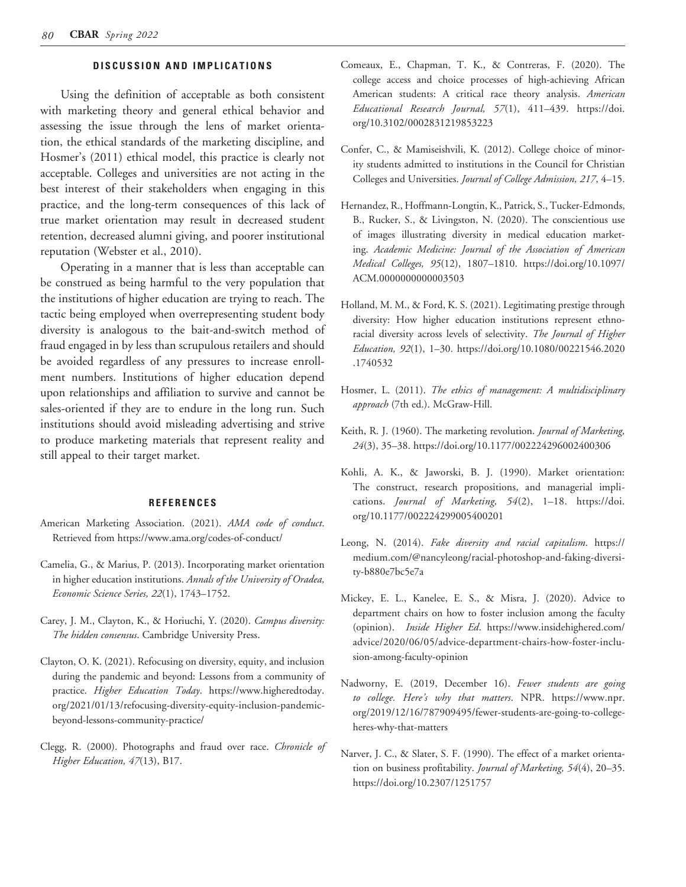## DISCUSSION AND IMPLICATIONS

Using the definition of acceptable as both consistent with marketing theory and general ethical behavior and assessing the issue through the lens of market orientation, the ethical standards of the marketing discipline, and Hosmer's (2011) ethical model, this practice is clearly not acceptable. Colleges and universities are not acting in the best interest of their stakeholders when engaging in this practice, and the long-term consequences of this lack of true market orientation may result in decreased student retention, decreased alumni giving, and poorer institutional reputation (Webster et al., 2010).

Operating in a manner that is less than acceptable can be construed as being harmful to the very population that the institutions of higher education are trying to reach. The tactic being employed when overrepresenting student body diversity is analogous to the bait-and-switch method of fraud engaged in by less than scrupulous retailers and should be avoided regardless of any pressures to increase enrollment numbers. Institutions of higher education depend upon relationships and affiliation to survive and cannot be sales-oriented if they are to endure in the long run. Such institutions should avoid misleading advertising and strive to produce marketing materials that represent reality and still appeal to their target market.

## REFERENCES

American Marketing Association. (2021). *AMA code of conduct*. Retrieved from https://www.ama.org/codes-of-conduct/

Camelia, G., & Marius, P. (2013). Incorporating market orientation in higher education institutions. *Annals of the University of Oradea, Economic Science Series, 22*(1), 1743–1752.

Carey, J. M., Clayton, K., & Horiuchi, Y. (2020). *Campus diversity: The hidden consensus*. Cambridge University Press.

Clayton, O. K. (2021). Refocusing on diversity, equity, and inclusion during the pandemic and beyond: Lessons from a community of practice. *Higher Education Today*. https://www.higheredtoday.org/2021/01/13/refocusing-diversity-equity-inclusion-pandemic-beyond-lessons-community-practice/

Clegg, R. (2000). Photographs and fraud over race. *Chronicle of Higher Education, 47*(13), B17.

Comeaux, E., Chapman, T. K., & Contreras, F. (2020). The college access and choice processes of high-achieving African American students: A critical race theory analysis. *American Educational Research Journal, 57*(1), 411–439. https://doi.org/10.3102/0002831219853223

Confer, C., & Mamiseishvili, K. (2012). College choice of minority students admitted to institutions in the Council for Christian Colleges and Universities. *Journal of College Admission, 217*, 4–15.

Hernandez, R., Hoffmann-Longtin, K., Patrick, S., Tucker-Edmonds, B., Rucker, S., & Livingston, N. (2020). The conscientious use of images illustrating diversity in medical education marketing. *Academic Medicine: Journal of the Association of American Medical Colleges, 95*(12), 1807–1810. https://doi.org/10.1097/ACM.0000000000003503

Holland, M. M., & Ford, K. S. (2021). Legitimating prestige through diversity: How higher education institutions represent ethnoracial diversity across levels of selectivity. *The Journal of Higher Education, 92*(1), 1–30. https://doi.org/10.1080/00221546.2020.1740532

Hosmer, L. (2011). *The ethics of management: A multidisciplinary approach* (7th ed.). McGraw-Hill.

Keith, R. J. (1960). The marketing revolution. *Journal of Marketing, 24*(3), 35–38. https://doi.org/10.1177/002224296002400306

Kohli, A. K., & Jaworski, B. J. (1990). Market orientation: The construct, research propositions, and managerial implications. *Journal of Marketing, 54*(2), 1–18. https://doi.org/10.1177/002224299005400201

Leong, N. (2014). *Fake diversity and racial capitalism*. https://medium.com/@nancyleong/racial-photoshop-and-faking-diversity-b880e7bc5e7a

Mickey, E. L., Kanelee, E. S., & Misra, J. (2020). Advice to department chairs on how to foster inclusion among the faculty (opinion). *Inside Higher Ed*. https://www.insidehighered.com/advice/2020/06/05/advice-department-chairs-how-foster-inclusion-among-faculty-opinion

Nadworny, E. (2019, December 16). *Fewer students are going to college. Here's why that matters*. NPR. https://www.npr.org/2019/12/16/787909495/fewer-students-are-going-to-college-heres-why-that-matters

Narver, J. C., & Slater, S. F. (1990). The effect of a market orientation on business profitability. *Journal of Marketing, 54*(4), 20–35. https://doi.org/10.2307/1251757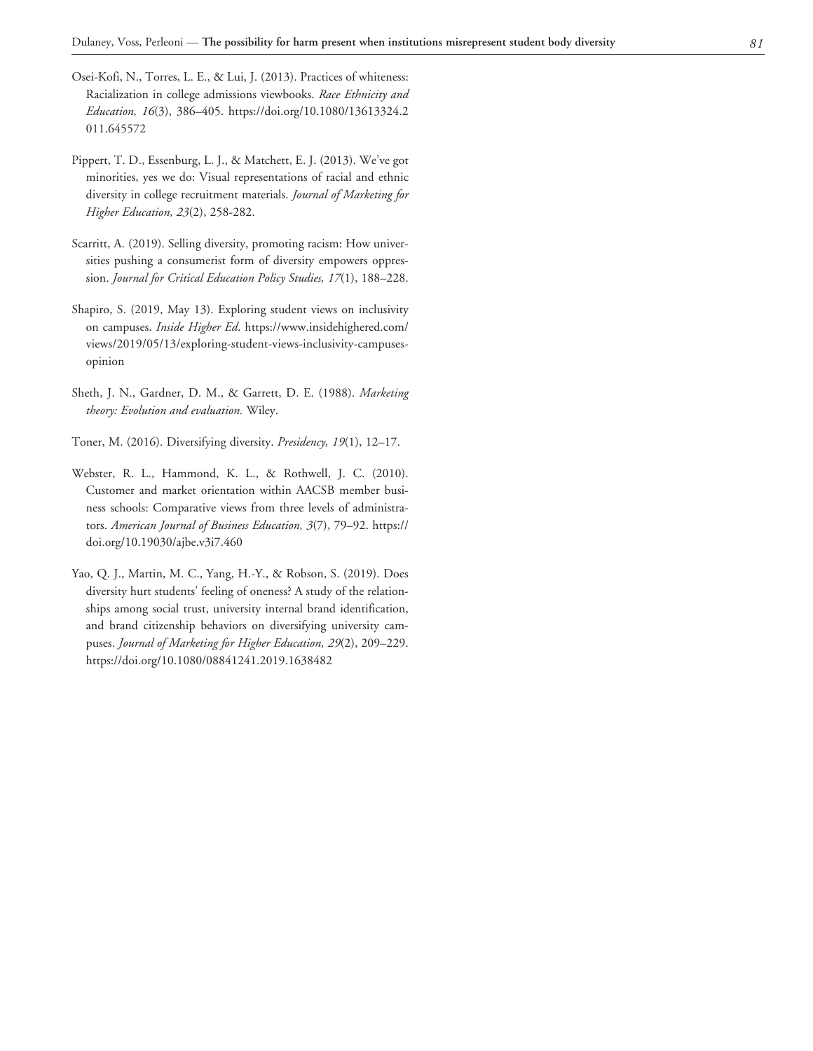Osei-Kofi, N., Torres, L. E., & Lui, J. (2013). Practices of whiteness: Racialization in college admissions viewbooks. *Race Ethnicity and Education, 16*(3), 386–405. https://doi.org/10.1080/13613324.2011.645572

Pippert, T. D., Essenburg, L. J., & Matchett, E. J. (2013). We've got minorities, yes we do: Visual representations of racial and ethnic diversity in college recruitment materials. *Journal of Marketing for Higher Education, 23*(2), 258-282.

Scarritt, A. (2019). Selling diversity, promoting racism: How universities pushing a consumerist form of diversity empowers oppression. *Journal for Critical Education Policy Studies, 17*(1), 188–228.

Shapiro, S. (2019, May 13). Exploring student views on inclusivity on campuses. *Inside Higher Ed*. https://www.insidehighered.com/views/2019/05/13/exploring-student-views-inclusivity-campuses-opinion

Sheth, J. N., Gardner, D. M., & Garrett, D. E. (1988). *Marketing theory: Evolution and evaluation.* Wiley.

Toner, M. (2016). Diversifying diversity. *Presidency, 19*(1), 12–17.

Webster, R. L., Hammond, K. L., & Rothwell, J. C. (2010). Customer and market orientation within AACSB member business schools: Comparative views from three levels of administrators. *American Journal of Business Education, 3*(7), 79–92. https://doi.org/10.19030/ajbe.v3i7.460

Yao, Q. J., Martin, M. C., Yang, H.-Y., & Robson, S. (2019). Does diversity hurt students' feeling of oneness? A study of the relationships among social trust, university internal brand identification, and brand citizenship behaviors on diversifying university campuses. *Journal of Marketing for Higher Education, 29*(2), 209–229. https://doi.org/10.1080/08841241.2019.1638482